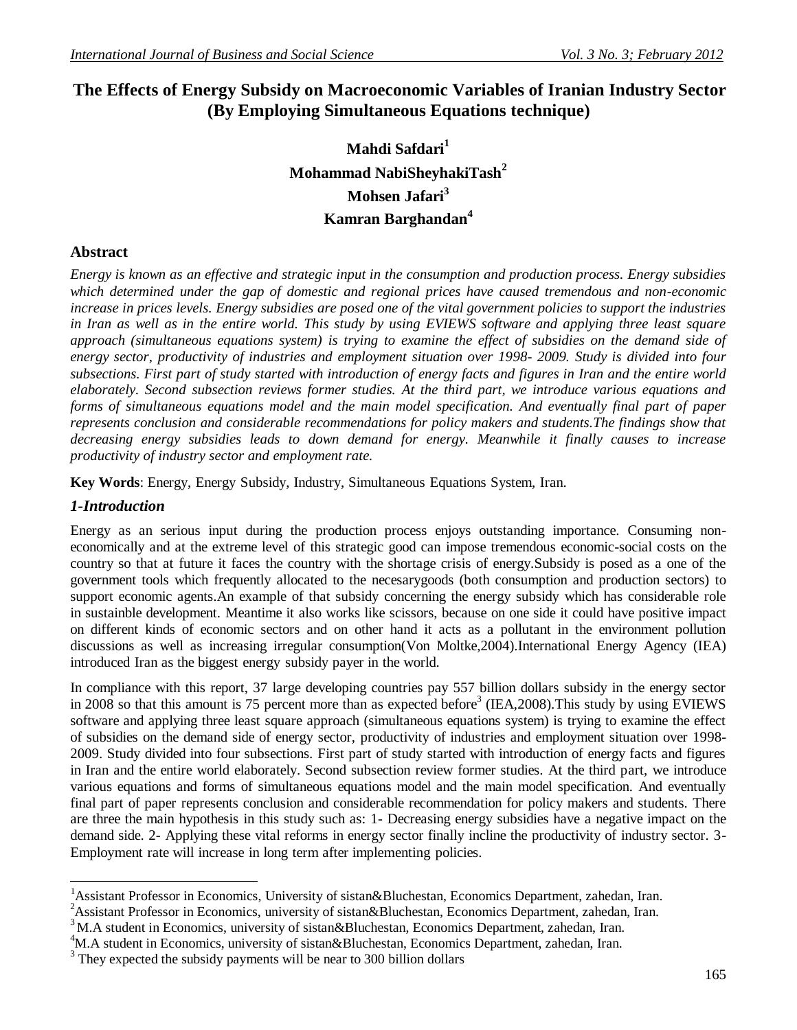# The Effects of Energy Subsidy on Macroeconomic Variables of Iranian Industry Sector (By Employing Simultaneous Equations technique)

**Mahdi Safdari[1]**

**Mohammad NabiSheyhakiTash[2]**

**Mohsen Jafari[3]**

**Kamran Barghandan[4]**

## Abstract

*Energy is known as an effective and strategic input in the consumption and production process. Energy subsidies which determined under the gap of domestic and regional prices have caused tremendous and non-economic increase in prices levels. Energy subsidies are posed one of the vital government policies to support the industries in Iran as well as in the entire world. This study by using EVIEWS software and applying three least square approach (simultaneous equations system) is trying to examine the effect of subsidies on the demand side of energy sector, productivity of industries and employment situation over 1998- 2009. Study is divided into four subsections. First part of study started with introduction of energy facts and figures in Iran and the entire world elaborately. Second subsection reviews former studies. At the third part, we introduce various equations and forms of simultaneous equations model and the main model specification. And eventually final part of paper represents conclusion and considerable recommendations for policy makers and students.The findings show that decreasing energy subsidies leads to down demand for energy. Meanwhile it finally causes to increase productivity of industry sector and employment rate.*

**Key Words**: Energy, Energy Subsidy, Industry, Simultaneous Equations System, Iran.

## *1-Introduction*

Energy as an serious input during the production process enjoys outstanding importance. Consuming non-economically and at the extreme level of this strategic good can impose tremendous economic-social costs on the country so that at future it faces the country with the shortage crisis of energy.Subsidy is posed as a one of the government tools which frequently allocated to the necesarygoods (both consumption and production sectors) to support economic agents.An example of that subsidy concerning the energy subsidy which has considerable role in sustainble development. Meantime it also works like scissors, because on one side it could have positive impact on different kinds of economic sectors and on other hand it acts as a pollutant in the environment pollution discussions as well as increasing irregular consumption(Von Moltke,2004).International Energy Agency (IEA) introduced Iran as the biggest energy subsidy payer in the world.

In compliance with this report, 37 large developing countries pay 557 billion dollars subsidy in the energy sector in 2008 so that this amount is 75 percent more than as expected before[3] (IEA,2008).This study by using EVIEWS software and applying three least square approach (simultaneous equations system) is trying to examine the effect of subsidies on the demand side of energy sector, productivity of industries and employment situation over 1998- 2009. Study divided into four subsections. First part of study started with introduction of energy facts and figures in Iran and the entire world elaborately. Second subsection review former studies. At the third part, we introduce various equations and forms of simultaneous equations model and the main model specification. And eventually final part of paper represents conclusion and considerable recommendation for policy makers and students. There are three the main hypothesis in this study such as: 1- Decreasing energy subsidies have a negative impact on the demand side. 2- Applying these vital reforms in energy sector finally incline the productivity of industry sector. 3- Employment rate will increase in long term after implementing policies.

---

[1]Assistant Professor in Economics, University of sistan&Bluchestan, Economics Department, zahedan, Iran.

[2]Assistant Professor in Economics, university of sistan&Bluchestan, Economics Department, zahedan, Iran.

[3]M.A student in Economics, university of sistan&Bluchestan, Economics Department, zahedan, Iran.

[4]M.A student in Economics, university of sistan&Bluchestan, Economics Department, zahedan, Iran.

[3] They expected the subsidy payments will be near to 300 billion dollars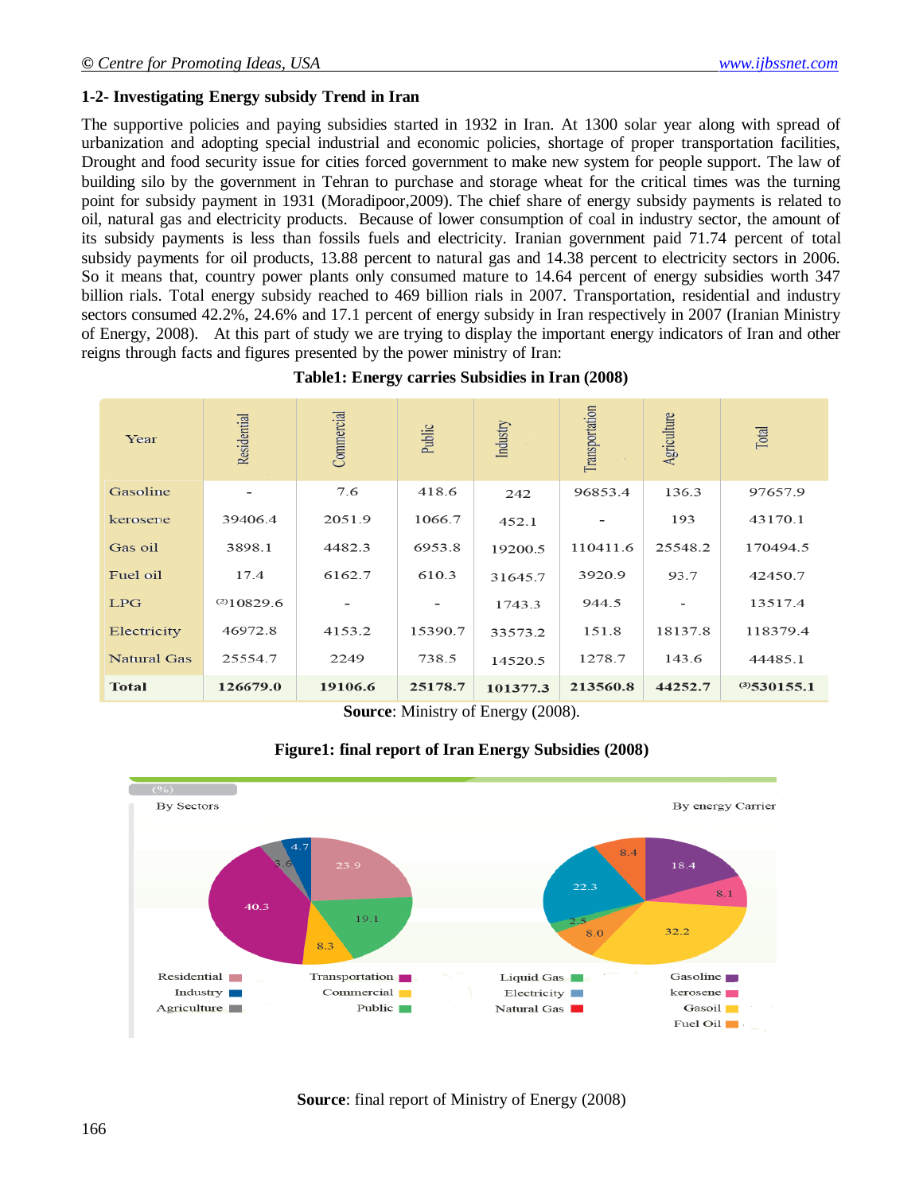### 1-2- Investigating Energy subsidy Trend in Iran

The supportive policies and paying subsidies started in 1932 in Iran. At 1300 solar year along with spread of urbanization and adopting special industrial and economic policies, shortage of proper transportation facilities, Drought and food security issue for cities forced government to make new system for people support. The law of building silo by the government in Tehran to purchase and storage wheat for the critical times was the turning point for subsidy payment in 1931 (Moradipoor,2009). The chief share of energy subsidy payments is related to oil, natural gas and electricity products. Because of lower consumption of coal in industry sector, the amount of its subsidy payments is less than fossils fuels and electricity. Iranian government paid 71.74 percent of total subsidy payments for oil products, 13.88 percent to natural gas and 14.38 percent to electricity sectors in 2006. So it means that, country power plants only consumed mature to 14.64 percent of energy subsidies worth 347 billion rials. Total energy subsidy reached to 469 billion rials in 2007. Transportation, residential and industry sectors consumed 42.2%, 24.6% and 17.1 percent of energy subsidy in Iran respectively in 2007 (Iranian Ministry of Energy, 2008). At this part of study we are trying to display the important energy indicators of Iran and other reigns through facts and figures presented by the power ministry of Iran:

**Table1: Energy carries Subsidies in Iran (2008)**

| Year | Residential | Commercial | Public | Industry | Transportation | Agriculture | Total |
|---|---|---|---|---|---|---|---|
| Gasoline | - | 7.6 | 418.6 | 242 | 96853.4 | 136.3 | 97657.9 |
| kerosene | 39406.4 | 2051.9 | 1066.7 | 452.1 | - | 193 | 43170.1 |
| Gas oil | 3898.1 | 4482.3 | 6953.8 | 19200.5 | 110411.6 | 25548.2 | 170494.5 |
| Fuel oil | 17.4 | 6162.7 | 610.3 | 31645.7 | 3920.9 | 93.7 | 42450.7 |
| LPG | (2)10829.6 | - | - | 1743.3 | 944.5 | - | 13517.4 |
| Electricity | 46972.8 | 4153.2 | 15390.7 | 33573.2 | 151.8 | 18137.8 | 118379.4 |
| Natural Gas | 25554.7 | 2249 | 738.5 | 14520.5 | 1278.7 | 143.6 | 44485.1 |
| **Total** | **126679.0** | **19106.6** | **25178.7** | **101377.3** | **213560.8** | **44252.7** | **(3)530155.1** |

**Source**: Ministry of Energy (2008).

**Figure1: final report of Iran Energy Subsidies (2008)**

**Source**: final report of Ministry of Energy (2008)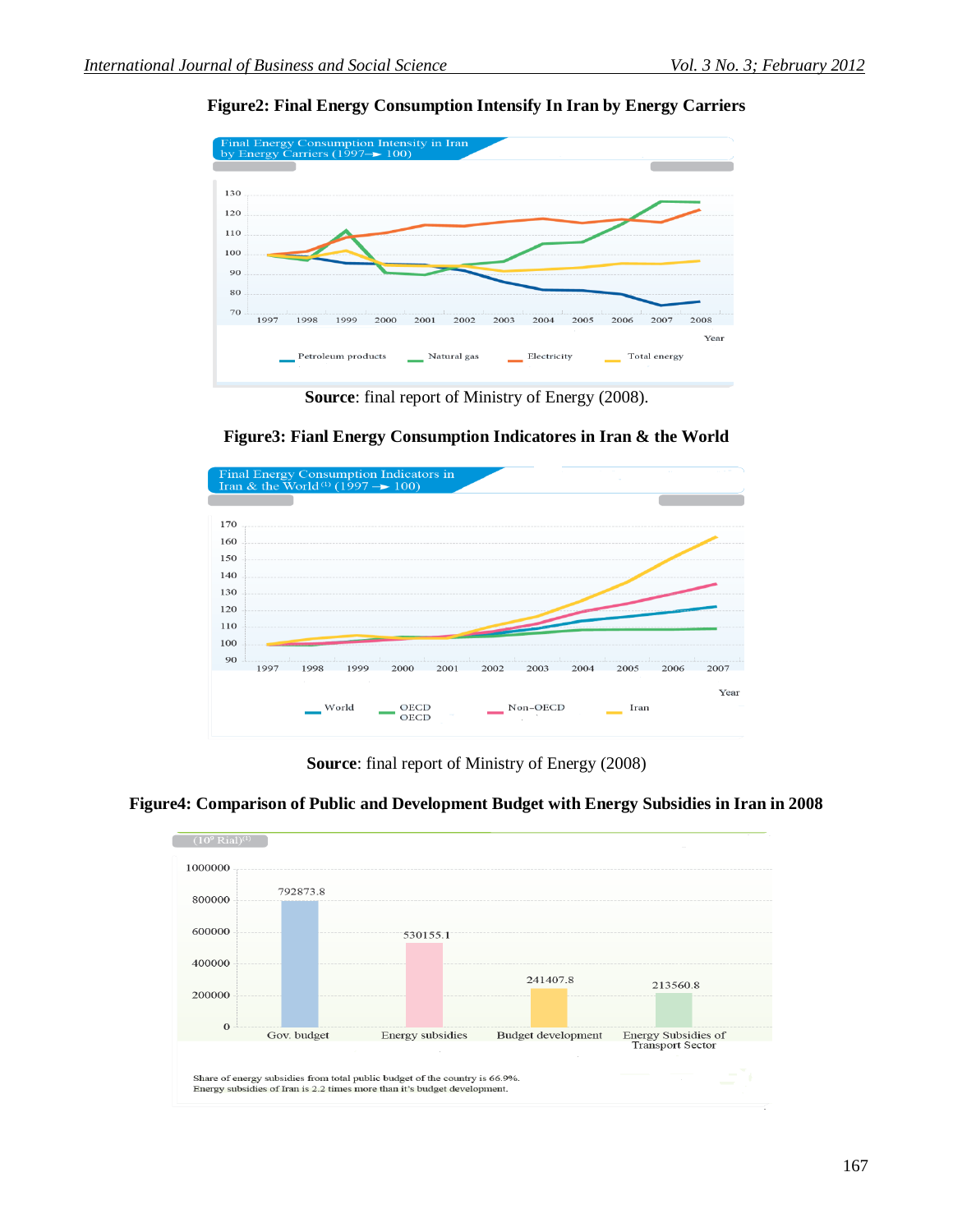**Figure2: Final Energy Consumption Intensify In Iran by Energy Carriers**

Final Energy Consumption Intensity in Iran by Energy Carriers (1997→ 100)

**Source**: final report of Ministry of Energy (2008).

**Figure3: Fianl Energy Consumption Indicatores in Iran & the World**

Final Energy Consumption Indicators in Iran & the World (1) (1997 → 100)

**Source**: final report of Ministry of Energy (2008)

**Figure4: Comparison of Public and Development Budget with Energy Subsidies in Iran in 2008**

($10^9$ Rial)[1]

| | Gov. budget | Energy subsidies | Budget development | Energy Subsidies of Transport Sector |
|---|---|---|---|---|
| Value | 792873.8 | 530155.1 | 241407.8 | 213560.8 |

Share of energy subsidies from total public budget of the country is 66.9%.
Energy subsidies of Iran is 2.2 times more than it's budget development.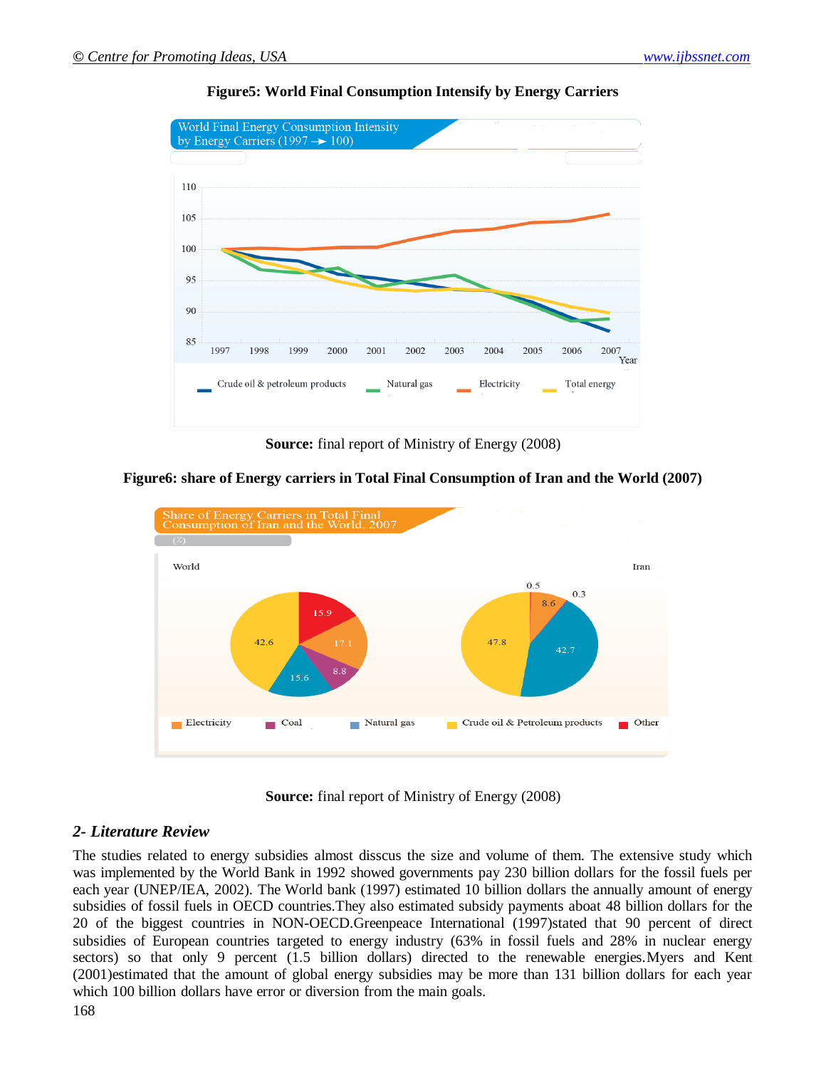**Figure5: World Final Consumption Intensify by Energy Carriers**

**Source:** final report of Ministry of Energy (2008)

**Figure6: share of Energy carriers in Total Final Consumption of Iran and the World (2007)**

**Source:** final report of Ministry of Energy (2008)

## *2- Literature Review*

The studies related to energy subsidies almost disscus the size and volume of them. The extensive study which was implemented by the World Bank in 1992 showed governments pay 230 billion dollars for the fossil fuels per each year (UNEP/IEA, 2002). The World bank (1997) estimated 10 billion dollars the annually amount of energy subsidies of fossil fuels in OECD countries.They also estimated subsidy payments aboat 48 billion dollars for the 20 of the biggest countries in NON-OECD.Greenpeace International (1997)stated that 90 percent of direct subsidies of European countries targeted to energy industry (63% in fossil fuels and 28% in nuclear energy sectors) so that only 9 percent (1.5 billion dollars) directed to the renewable energies.Myers and Kent (2001)estimated that the amount of global energy subsidies may be more than 131 billion dollars for each year which 100 billion dollars have error or diversion from the main goals.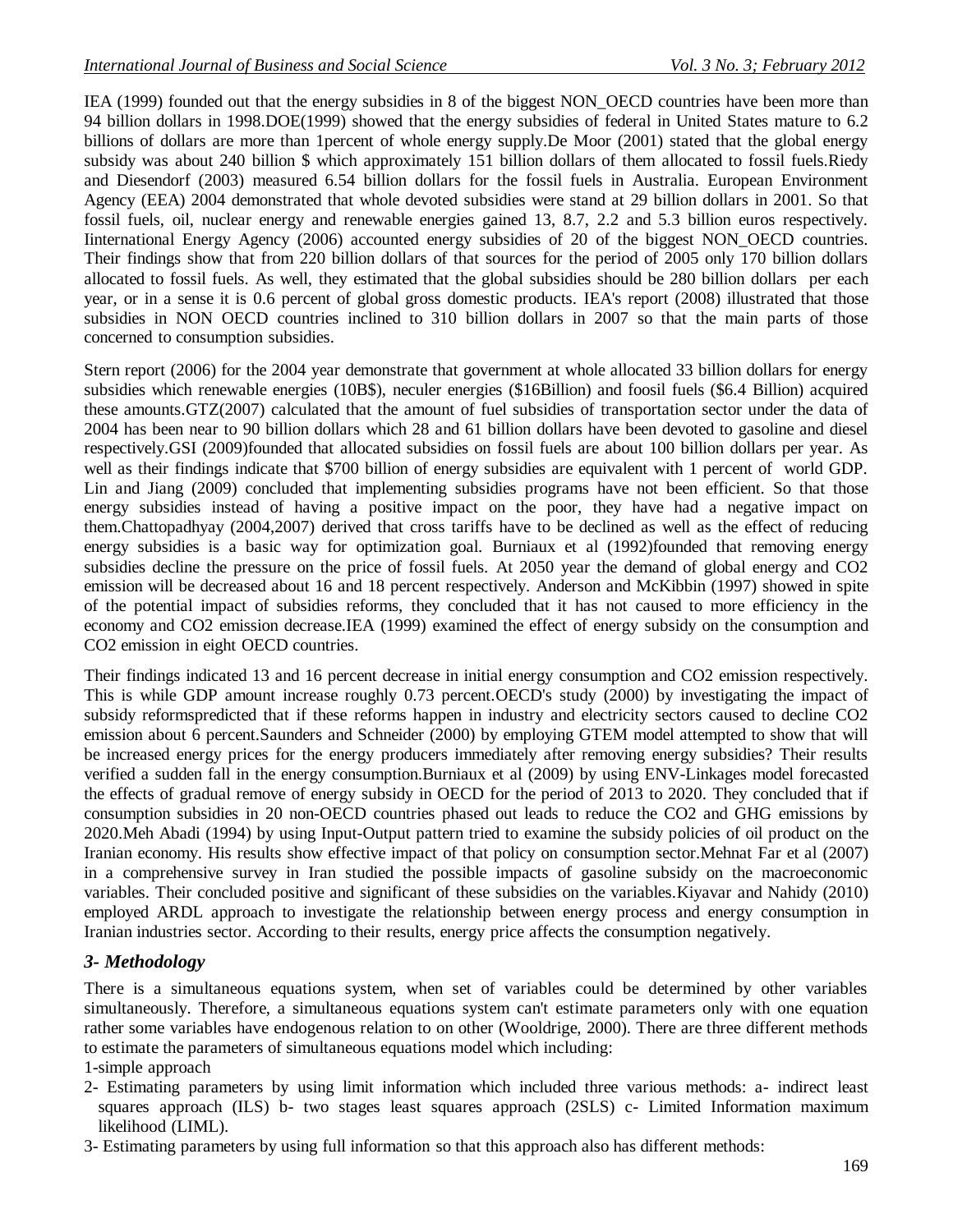IEA (1999) founded out that the energy subsidies in 8 of the biggest NON_OECD countries have been more than 94 billion dollars in 1998.DOE(1999) showed that the energy subsidies of federal in United States mature to 6.2 billions of dollars are more than 1percent of whole energy supply.De Moor (2001) stated that the global energy subsidy was about 240 billion $ which approximately 151 billion dollars of them allocated to fossil fuels.Riedy and Diesendorf (2003) measured 6.54 billion dollars for the fossil fuels in Australia. European Environment Agency (EEA) 2004 demonstrated that whole devoted subsidies were stand at 29 billion dollars in 2001. So that fossil fuels, oil, nuclear energy and renewable energies gained 13, 8.7, 2.2 and 5.3 billion euros respectively. Iinternational Energy Agency (2006) accounted energy subsidies of 20 of the biggest NON_OECD countries. Their findings show that from 220 billion dollars of that sources for the period of 2005 only 170 billion dollars allocated to fossil fuels. As well, they estimated that the global subsidies should be 280 billion dollars per each year, or in a sense it is 0.6 percent of global gross domestic products. IEA's report (2008) illustrated that those subsidies in NON OECD countries inclined to 310 billion dollars in 2007 so that the main parts of those concerned to consumption subsidies.

Stern report (2006) for the 2004 year demonstrate that government at whole allocated 33 billion dollars for energy subsidies which renewable energies (10B$), neculer energies ($16Billion) and foosil fuels ($6.4 Billion) acquired these amounts.GTZ(2007) calculated that the amount of fuel subsidies of transportation sector under the data of 2004 has been near to 90 billion dollars which 28 and 61 billion dollars have been devoted to gasoline and diesel respectively.GSI (2009)founded that allocated subsidies on fossil fuels are about 100 billion dollars per year. As well as their findings indicate that $700 billion of energy subsidies are equivalent with 1 percent of world GDP. Lin and Jiang (2009) concluded that implementing subsidies programs have not been efficient. So that those energy subsidies instead of having a positive impact on the poor, they have had a negative impact on them.Chattopadhyay (2004,2007) derived that cross tariffs have to be declined as well as the effect of reducing energy subsidies is a basic way for optimization goal. Burniaux et al (1992)founded that removing energy subsidies decline the pressure on the price of fossil fuels. At 2050 year the demand of global energy and $CO_2$ emission will be decreased about 16 and 18 percent respectively. Anderson and McKibbin (1997) showed in spite of the potential impact of subsidies reforms, they concluded that it has not caused to more efficiency in the economy and $CO_2$ emission decrease.IEA (1999) examined the effect of energy subsidy on the consumption and $CO_2$ emission in eight OECD countries.

Their findings indicated 13 and 16 percent decrease in initial energy consumption and $CO_2$ emission respectively. This is while GDP amount increase roughly 0.73 percent.OECD's study (2000) by investigating the impact of subsidy reformspredicted that if these reforms happen in industry and electricity sectors caused to decline $CO_2$ emission about 6 percent.Saunders and Schneider (2000) by employing GTEM model attempted to show that will be increased energy prices for the energy producers immediately after removing energy subsidies? Their results verified a sudden fall in the energy consumption.Burniaux et al (2009) by using ENV-Linkages model forecasted the effects of gradual remove of energy subsidy in OECD for the period of 2013 to 2020. They concluded that if consumption subsidies in 20 non-OECD countries phased out leads to reduce the $CO_2$ and GHG emissions by 2020.Meh Abadi (1994) by using Input-Output pattern tried to examine the subsidy policies of oil product on the Iranian economy. His results show effective impact of that policy on consumption sector.Mehnat Far et al (2007) in a comprehensive survey in Iran studied the possible impacts of gasoline subsidy on the macroeconomic variables. Their concluded positive and significant of these subsidies on the variables.Kiyavar and Nahidy (2010) employed ARDL approach to investigate the relationship between energy process and energy consumption in Iranian industries sector. According to their results, energy price affects the consumption negatively.

## *3- Methodology*

There is a simultaneous equations system, when set of variables could be determined by other variables simultaneously. Therefore, a simultaneous equations system can't estimate parameters only with one equation rather some variables have endogenous relation to on other (Wooldrige, 2000). There are three different methods to estimate the parameters of simultaneous equations model which including:

1-simple approach

2- Estimating parameters by using limit information which included three various methods: a- indirect least squares approach (ILS) b- two stages least squares approach (2SLS) c- Limited Information maximum likelihood (LIML).

3- Estimating parameters by using full information so that this approach also has different methods: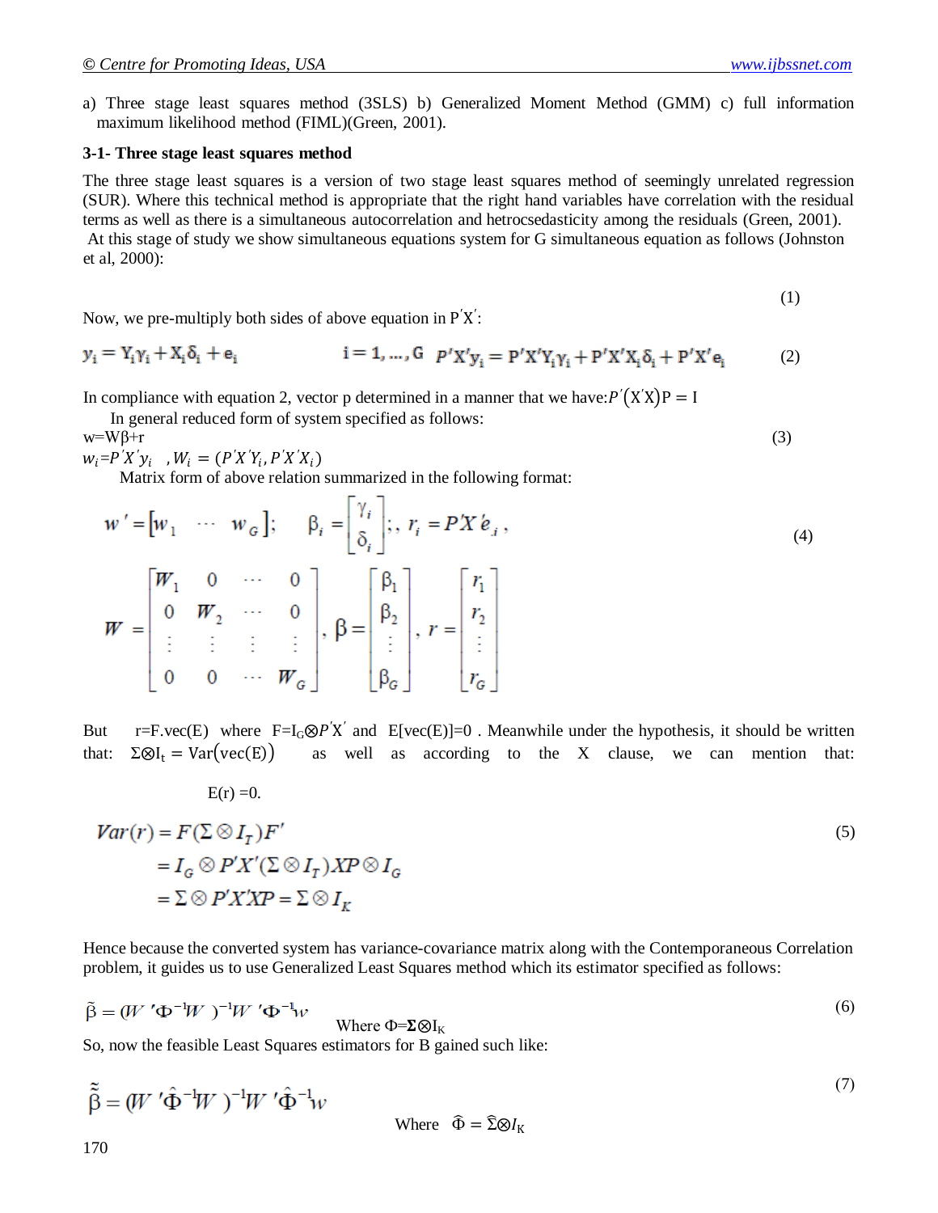a) Three stage least squares method (3SLS) b) Generalized Moment Method (GMM) c) full information maximum likelihood method (FIML)(Green, 2001).

**3-1- Three stage least squares method**

The three stage least squares is a version of two stage least squares method of seemingly unrelated regression (SUR). Where this technical method is appropriate that the right hand variables have correlation with the residual terms as well as there is a simultaneous autocorrelation and hetrocsedasticity among the residuals (Green, 2001). At this stage of study we show simultaneous equations system for G simultaneous equation as follows (Johnston et al, 2000):

(1)

Now, we pre-multiply both sides of above equation in $P'X'$:

$$y_i = Y_i\gamma_i + X_i\delta_i + e_i \qquad i = 1, \ldots, G \quad P'X'y_i = P'X'Y_i\gamma_i + P'X'X_i\delta_i + P'X'e_i \tag{2}$$

In compliance with equation 2, vector p determined in a manner that we have: $P'(X'X)P = I$

In general reduced form of system specified as follows:

$$w = W\beta + r \tag{3}$$

$w_i = P'X'y_i \quad , W_i = (P'X'Y_i, P'X'X_i)$

Matrix form of above relation summarized in the following format:

$$w' = \begin{bmatrix} w_1 & \cdots & w_G \end{bmatrix}; \quad \beta_i = \begin{bmatrix} \gamma_i \\ \delta_i \end{bmatrix};, \; r_i = P'X'e_{,i}, \tag{4}$$

$$W = \begin{bmatrix} W_1 & 0 & \cdots & 0 \\ 0 & W_2 & \cdots & 0 \\ \vdots & \vdots & \vdots & \vdots \\ 0 & 0 & \cdots & W_G \end{bmatrix}, \; \beta = \begin{bmatrix} \beta_1 \\ \beta_2 \\ \vdots \\ \beta_G \end{bmatrix}, \; r = \begin{bmatrix} r_1 \\ r_2 \\ \vdots \\ r_G \end{bmatrix}$$

But $r = F.\text{vec}(E)$ where $F = I_G \otimes P'X'$ and $E[\text{vec}(E)] = 0$ . Meanwhile under the hypothesis, it should be written that: $\Sigma \otimes I_t = \text{Var}(\text{vec}(E))$ as well as according to the X clause, we can mention that:

$E(r) = 0.$

$$\begin{aligned} Var(r) &= F(\Sigma \otimes I_T)F' \\ &= I_G \otimes P'X'(\Sigma \otimes I_T)XP \otimes I_G \\ &= \Sigma \otimes P'X'XP = \Sigma \otimes I_K \end{aligned} \tag{5}$$

Hence because the converted system has variance-covariance matrix along with the Contemporaneous Correlation problem, it guides us to use Generalized Least Squares method which its estimator specified as follows:

$$\tilde{\beta} = (W'\Phi^{-1}W)^{-1}W'\Phi^{-1}w \qquad \text{Where } \Phi = \boldsymbol{\Sigma} \otimes I_K \tag{6}$$

So, now the feasible Least Squares estimators for B gained such like:

$$\tilde{\tilde{\beta}} = (W'\hat{\Phi}^{-1}W)^{-1}W'\hat{\Phi}^{-1}w \qquad \text{Where } \hat{\Phi} = \hat{\Sigma} \otimes I_K \tag{7}$$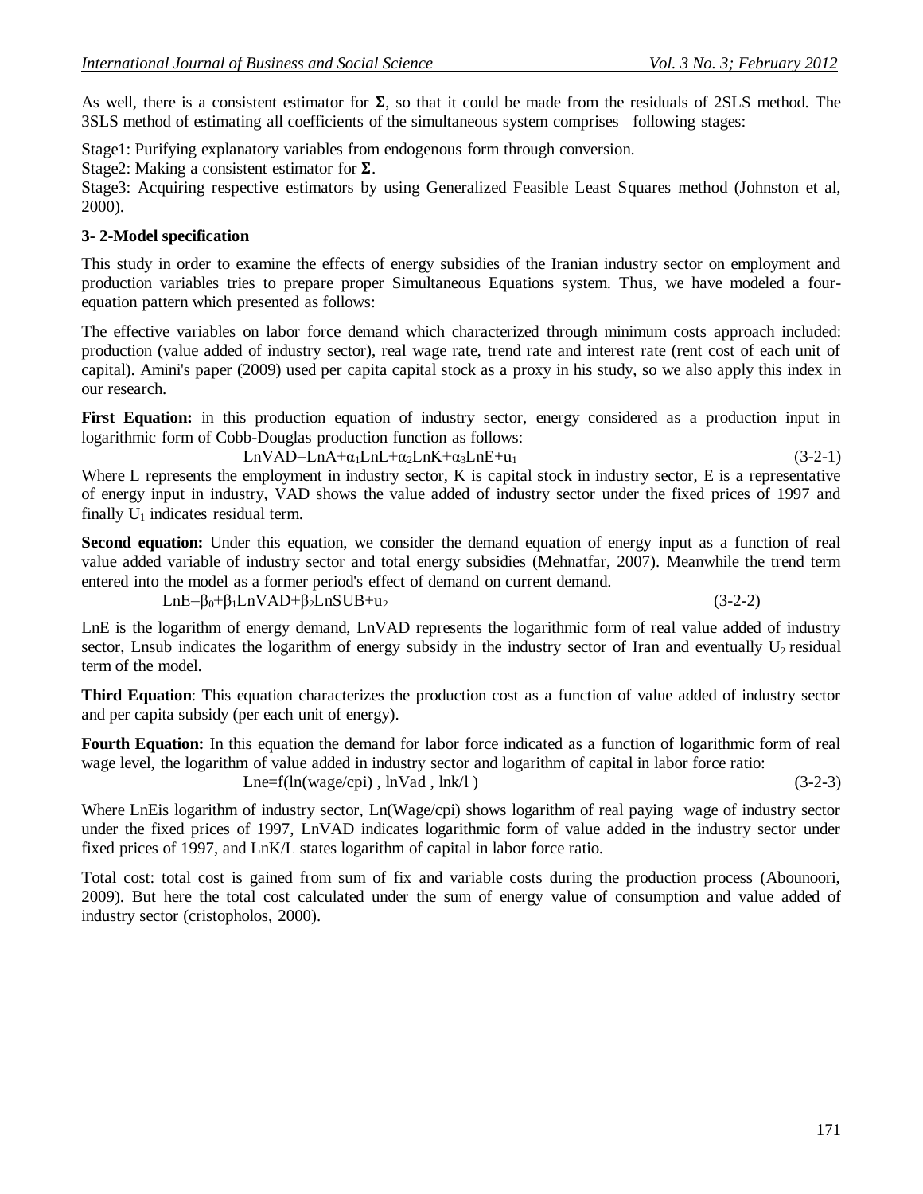As well, there is a consistent estimator for $\boldsymbol{\Sigma}$, so that it could be made from the residuals of 2SLS method. The 3SLS method of estimating all coefficients of the simultaneous system comprises following stages:

Stage1: Purifying explanatory variables from endogenous form through conversion.

Stage2: Making a consistent estimator for $\boldsymbol{\Sigma}$.

Stage3: Acquiring respective estimators by using Generalized Feasible Least Squares method (Johnston et al, 2000).

### 3- 2-Model specification

This study in order to examine the effects of energy subsidies of the Iranian industry sector on employment and production variables tries to prepare proper Simultaneous Equations system. Thus, we have modeled a four-equation pattern which presented as follows:

The effective variables on labor force demand which characterized through minimum costs approach included: production (value added of industry sector), real wage rate, trend rate and interest rate (rent cost of each unit of capital). Amini's paper (2009) used per capita capital stock as a proxy in his study, so we also apply this index in our research.

**First Equation:** in this production equation of industry sector, energy considered as a production input in logarithmic form of Cobb-Douglas production function as follows:

$$LnVAD = LnA + \alpha_1 LnL + \alpha_2 LnK + \alpha_3 LnE + u_1 \qquad (3\text{-}2\text{-}1)$$

Where L represents the employment in industry sector, K is capital stock in industry sector, E is a representative of energy input in industry, VAD shows the value added of industry sector under the fixed prices of 1997 and finally $U_1$ indicates residual term.

**Second equation:** Under this equation, we consider the demand equation of energy input as a function of real value added variable of industry sector and total energy subsidies (Mehnatfar, 2007). Meanwhile the trend term entered into the model as a former period's effect of demand on current demand.

$$LnE = \beta_0 + \beta_1 LnVAD + \beta_2 LnSUB + u_2 \qquad (3\text{-}2\text{-}2)$$

LnE is the logarithm of energy demand, LnVAD represents the logarithmic form of real value added of industry sector, Lnsub indicates the logarithm of energy subsidy in the industry sector of Iran and eventually $U_2$ residual term of the model.

**Third Equation**: This equation characterizes the production cost as a function of value added of industry sector and per capita subsidy (per each unit of energy).

**Fourth Equation:** In this equation the demand for labor force indicated as a function of logarithmic form of real wage level, the logarithm of value added in industry sector and logarithm of capital in labor force ratio:

$$Lne = f(\ln(wage/cpi)\,,\ \ln Vad\,,\ \ln k/l\,) \qquad (3\text{-}2\text{-}3)$$

Where LnEis logarithm of industry sector, Ln(Wage/cpi) shows logarithm of real paying wage of industry sector under the fixed prices of 1997, LnVAD indicates logarithmic form of value added in the industry sector under fixed prices of 1997, and LnK/L states logarithm of capital in labor force ratio.

Total cost: total cost is gained from sum of fix and variable costs during the production process (Abounoori, 2009). But here the total cost calculated under the sum of energy value of consumption and value added of industry sector (cristopholos, 2000).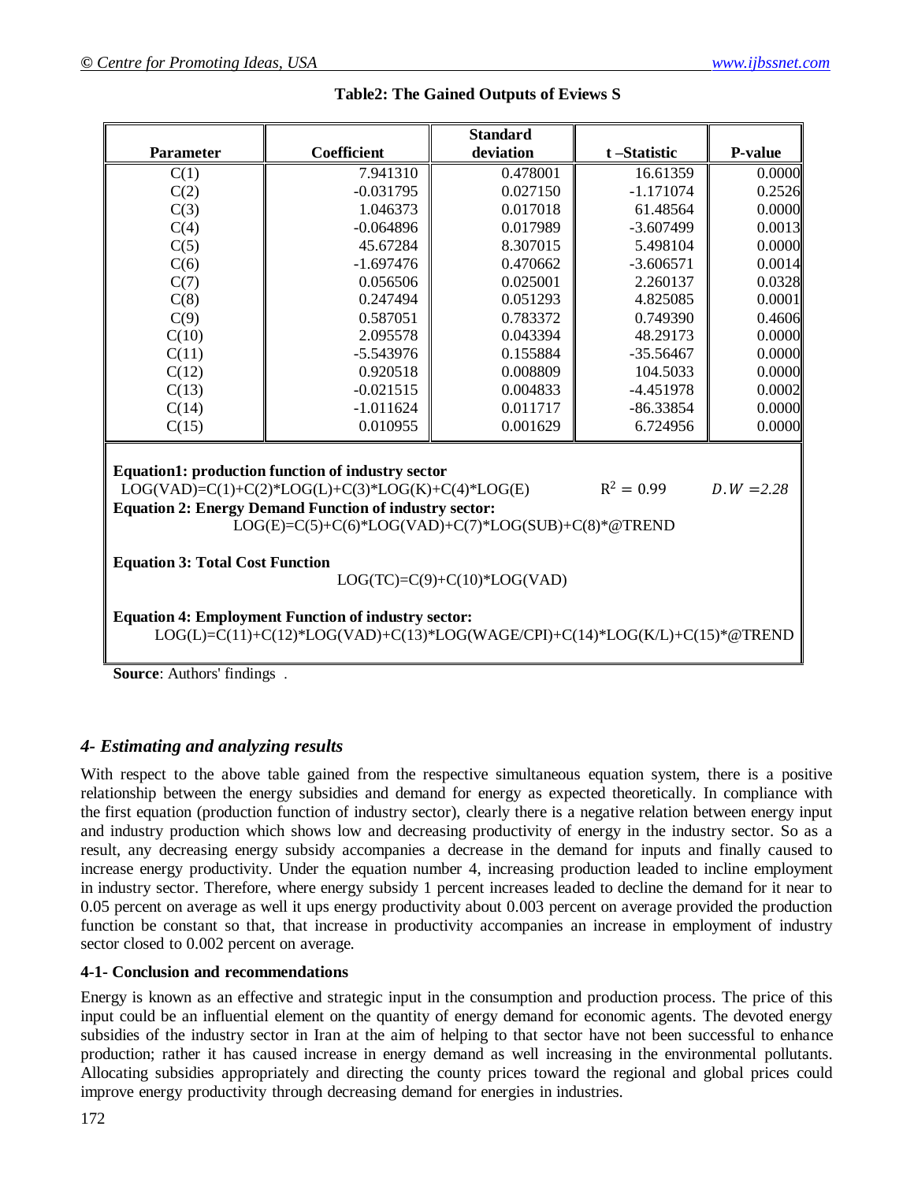**Table2: The Gained Outputs of Eviews S**

| Parameter | Coefficient | Standard deviation | t –Statistic | P-value |
|---|---|---|---|---|
| C(1) | 7.941310 | 0.478001 | 16.61359 | 0.0000 |
| C(2) | -0.031795 | 0.027150 | -1.171074 | 0.2526 |
| C(3) | 1.046373 | 0.017018 | 61.48564 | 0.0000 |
| C(4) | -0.064896 | 0.017989 | -3.607499 | 0.0013 |
| C(5) | 45.67284 | 8.307015 | 5.498104 | 0.0000 |
| C(6) | -1.697476 | 0.470662 | -3.606571 | 0.0014 |
| C(7) | 0.056506 | 0.025001 | 2.260137 | 0.0328 |
| C(8) | 0.247494 | 0.051293 | 4.825085 | 0.0001 |
| C(9) | 0.587051 | 0.783372 | 0.749390 | 0.4606 |
| C(10) | 2.095578 | 0.043394 | 48.29173 | 0.0000 |
| C(11) | -5.543976 | 0.155884 | -35.56467 | 0.0000 |
| C(12) | 0.920518 | 0.008809 | 104.5033 | 0.0000 |
| C(13) | -0.021515 | 0.004833 | -4.451978 | 0.0002 |
| C(14) | -1.011624 | 0.011717 | -86.33854 | 0.0000 |
| C(15) | 0.010955 | 0.001629 | 6.724956 | 0.0000 |

**Equation1: production function of industry sector**

LOG(VAD)=C(1)+C(2)*LOG(L)+C(3)*LOG(K)+C(4)*LOG(E) $\quad R^2 = 0.99 \quad D.W = 2.28$

**Equation 2: Energy Demand Function of industry sector:**

LOG(E)=C(5)+C(6)*LOG(VAD)+C(7)*LOG(SUB)+C(8)*@TREND

**Equation 3: Total Cost Function**

LOG(TC)=C(9)+C(10)*LOG(VAD)

**Equation 4: Employment Function of industry sector:**

LOG(L)=C(11)+C(12)*LOG(VAD)+C(13)*LOG(WAGE/CPI)+C(14)*LOG(K/L)+C(15)*@TREND

**Source**: Authors' findings .

## *4- Estimating and analyzing results*

With respect to the above table gained from the respective simultaneous equation system, there is a positive relationship between the energy subsidies and demand for energy as expected theoretically. In compliance with the first equation (production function of industry sector), clearly there is a negative relation between energy input and industry production which shows low and decreasing productivity of energy in the industry sector. So as a result, any decreasing energy subsidy accompanies a decrease in the demand for inputs and finally caused to increase energy productivity. Under the equation number 4, increasing production leaded to incline employment in industry sector. Therefore, where energy subsidy 1 percent increases leaded to decline the demand for it near to 0.05 percent on average as well it ups energy productivity about 0.003 percent on average provided the production function be constant so that, that increase in productivity accompanies an increase in employment of industry sector closed to 0.002 percent on average.

### 4-1- Conclusion and recommendations

Energy is known as an effective and strategic input in the consumption and production process. The price of this input could be an influential element on the quantity of energy demand for economic agents. The devoted energy subsidies of the industry sector in Iran at the aim of helping to that sector have not been successful to enhance production; rather it has caused increase in energy demand as well increasing in the environmental pollutants. Allocating subsidies appropriately and directing the county prices toward the regional and global prices could improve energy productivity through decreasing demand for energies in industries.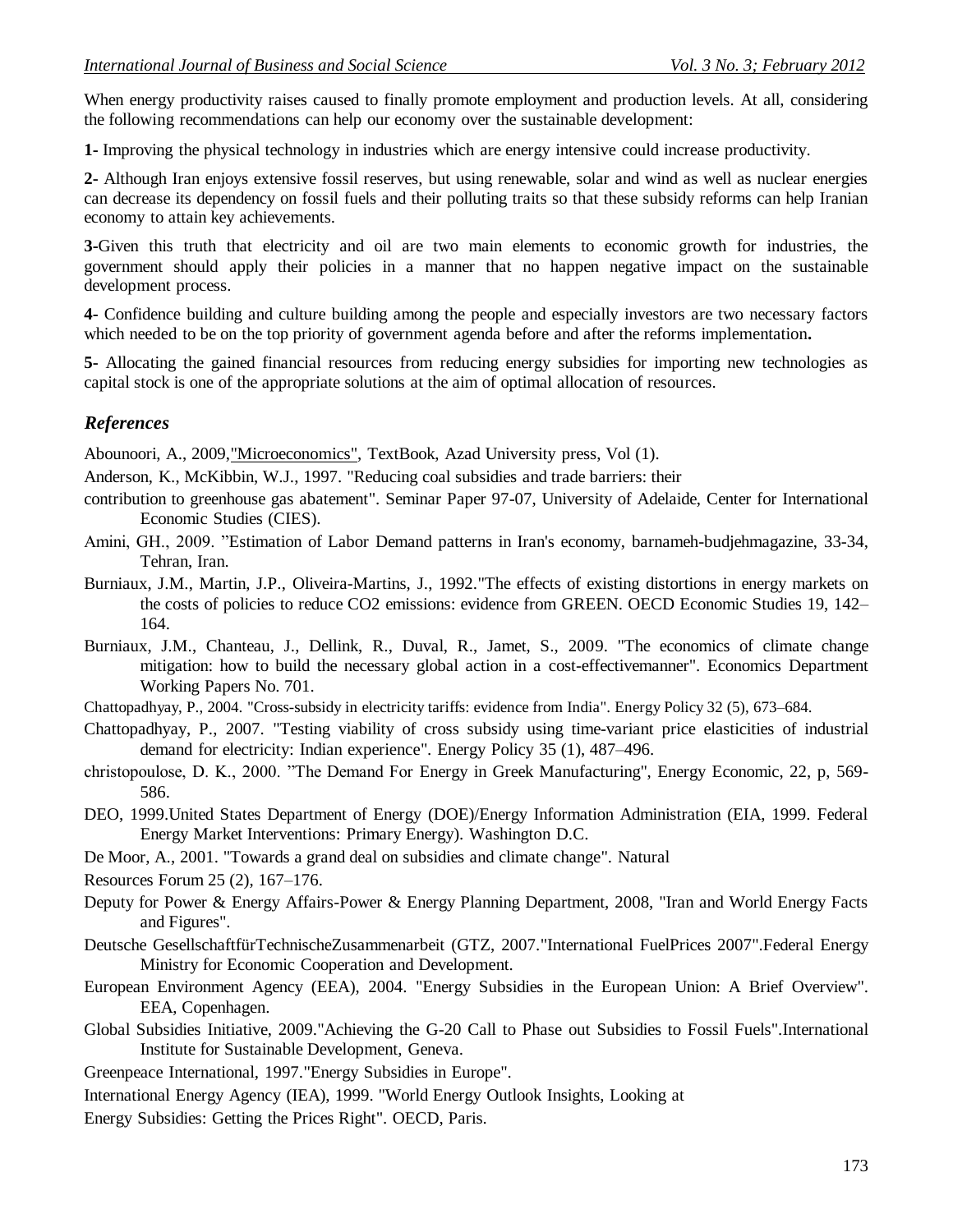When energy productivity raises caused to finally promote employment and production levels. At all, considering the following recommendations can help our economy over the sustainable development:

**1-** Improving the physical technology in industries which are energy intensive could increase productivity.

**2-** Although Iran enjoys extensive fossil reserves, but using renewable, solar and wind as well as nuclear energies can decrease its dependency on fossil fuels and their polluting traits so that these subsidy reforms can help Iranian economy to attain key achievements.

**3-**Given this truth that electricity and oil are two main elements to economic growth for industries, the government should apply their policies in a manner that no happen negative impact on the sustainable development process.

**4-** Confidence building and culture building among the people and especially investors are two necessary factors which needed to be on the top priority of government agenda before and after the reforms implementation**.**

**5-** Allocating the gained financial resources from reducing energy subsidies for importing new technologies as capital stock is one of the appropriate solutions at the aim of optimal allocation of resources.

## *References*

Abounoori, A., 2009,"Microeconomics", TextBook, Azad University press, Vol (1).

Anderson, K., McKibbin, W.J., 1997. "Reducing coal subsidies and trade barriers: their contribution to greenhouse gas abatement". Seminar Paper 97-07, University of Adelaide, Center for International Economic Studies (CIES).

Amini, GH., 2009. "Estimation of Labor Demand patterns in Iran's economy, barnameh-budjehmagazine, 33-34, Tehran, Iran.

Burniaux, J.M., Martin, J.P., Oliveira-Martins, J., 1992."The effects of existing distortions in energy markets on the costs of policies to reduce CO2 emissions: evidence from GREEN. OECD Economic Studies 19, 142–164.

Burniaux, J.M., Chanteau, J., Dellink, R., Duval, R., Jamet, S., 2009. "The economics of climate change mitigation: how to build the necessary global action in a cost-effectivemanner". Economics Department Working Papers No. 701.

Chattopadhyay, P., 2004. "Cross-subsidy in electricity tariffs: evidence from India". Energy Policy 32 (5), 673–684.

Chattopadhyay, P., 2007. "Testing viability of cross subsidy using time-variant price elasticities of industrial demand for electricity: Indian experience". Energy Policy 35 (1), 487–496.

christopoulose, D. K., 2000. "The Demand For Energy in Greek Manufacturing", Energy Economic, 22, p, 569-586.

DEO, 1999.United States Department of Energy (DOE)/Energy Information Administration (EIA, 1999. Federal Energy Market Interventions: Primary Energy). Washington D.C.

De Moor, A., 2001. "Towards a grand deal on subsidies and climate change". Natural Resources Forum 25 (2), 167–176.

Deputy for Power & Energy Affairs-Power & Energy Planning Department, 2008, "Iran and World Energy Facts and Figures".

Deutsche GesellschaftfürTechnischeZusammenarbeit (GTZ, 2007."International FuelPrices 2007".Federal Energy Ministry for Economic Cooperation and Development.

European Environment Agency (EEA), 2004. "Energy Subsidies in the European Union: A Brief Overview". EEA, Copenhagen.

Global Subsidies Initiative, 2009."Achieving the G-20 Call to Phase out Subsidies to Fossil Fuels".International Institute for Sustainable Development, Geneva.

Greenpeace International, 1997."Energy Subsidies in Europe".

International Energy Agency (IEA), 1999. "World Energy Outlook Insights, Looking at Energy Subsidies: Getting the Prices Right". OECD, Paris.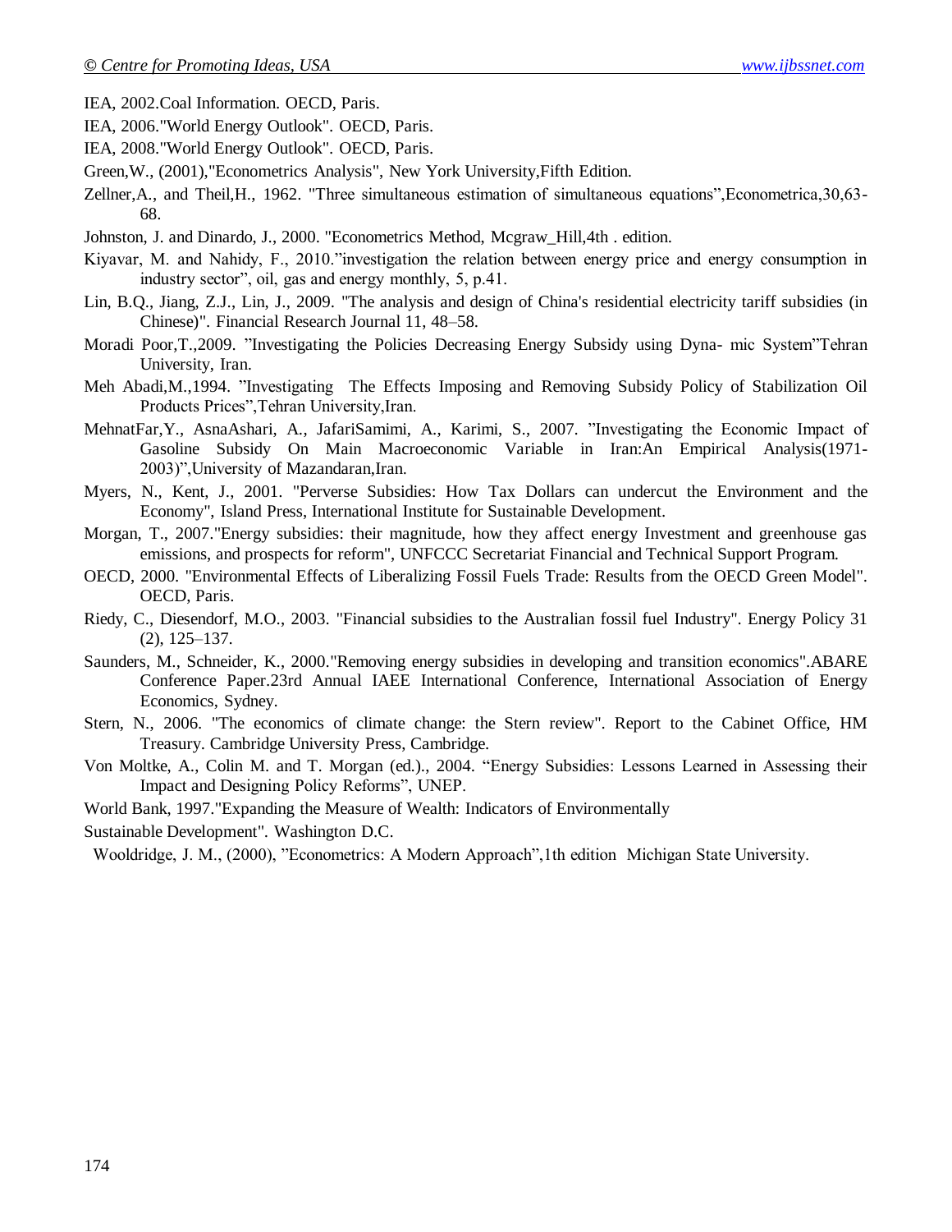IEA, 2002.Coal Information. OECD, Paris.

IEA, 2006."World Energy Outlook". OECD, Paris.

IEA, 2008."World Energy Outlook". OECD, Paris.

Green,W., (2001),"Econometrics Analysis", New York University,Fifth Edition.

Zellner,A., and Theil,H., 1962. "Three simultaneous estimation of simultaneous equations",Econometrica,30,63-68.

Johnston, J. and Dinardo, J., 2000. "Econometrics Method, Mcgraw_Hill,4th . edition.

Kiyavar, M. and Nahidy, F., 2010."investigation the relation between energy price and energy consumption in industry sector", oil, gas and energy monthly, 5, p.41.

Lin, B.Q., Jiang, Z.J., Lin, J., 2009. "The analysis and design of China's residential electricity tariff subsidies (in Chinese)". Financial Research Journal 11, 48–58.

Moradi Poor,T.,2009. "Investigating the Policies Decreasing Energy Subsidy using Dyna- mic System"Tehran University, Iran.

Meh Abadi,M.,1994. "Investigating The Effects Imposing and Removing Subsidy Policy of Stabilization Oil Products Prices",Tehran University,Iran.

MehnatFar,Y., AsnaAshari, A., JafariSamimi, A., Karimi, S., 2007. "Investigating the Economic Impact of Gasoline Subsidy On Main Macroeconomic Variable in Iran:An Empirical Analysis(1971-2003)",University of Mazandaran,Iran.

Myers, N., Kent, J., 2001. "Perverse Subsidies: How Tax Dollars can undercut the Environment and the Economy", Island Press, International Institute for Sustainable Development.

Morgan, T., 2007."Energy subsidies: their magnitude, how they affect energy Investment and greenhouse gas emissions, and prospects for reform", UNFCCC Secretariat Financial and Technical Support Program.

OECD, 2000. "Environmental Effects of Liberalizing Fossil Fuels Trade: Results from the OECD Green Model". OECD, Paris.

Riedy, C., Diesendorf, M.O., 2003. "Financial subsidies to the Australian fossil fuel Industry". Energy Policy 31 (2), 125–137.

Saunders, M., Schneider, K., 2000."Removing energy subsidies in developing and transition economics".ABARE Conference Paper.23rd Annual IAEE International Conference, International Association of Energy Economics, Sydney.

Stern, N., 2006. "The economics of climate change: the Stern review". Report to the Cabinet Office, HM Treasury. Cambridge University Press, Cambridge.

Von Moltke, A., Colin M. and T. Morgan (ed.)., 2004. "Energy Subsidies: Lessons Learned in Assessing their Impact and Designing Policy Reforms", UNEP.

World Bank, 1997."Expanding the Measure of Wealth: Indicators of Environmentally Sustainable Development". Washington D.C.

Wooldridge, J. M., (2000), "Econometrics: A Modern Approach",1th edition Michigan State University.